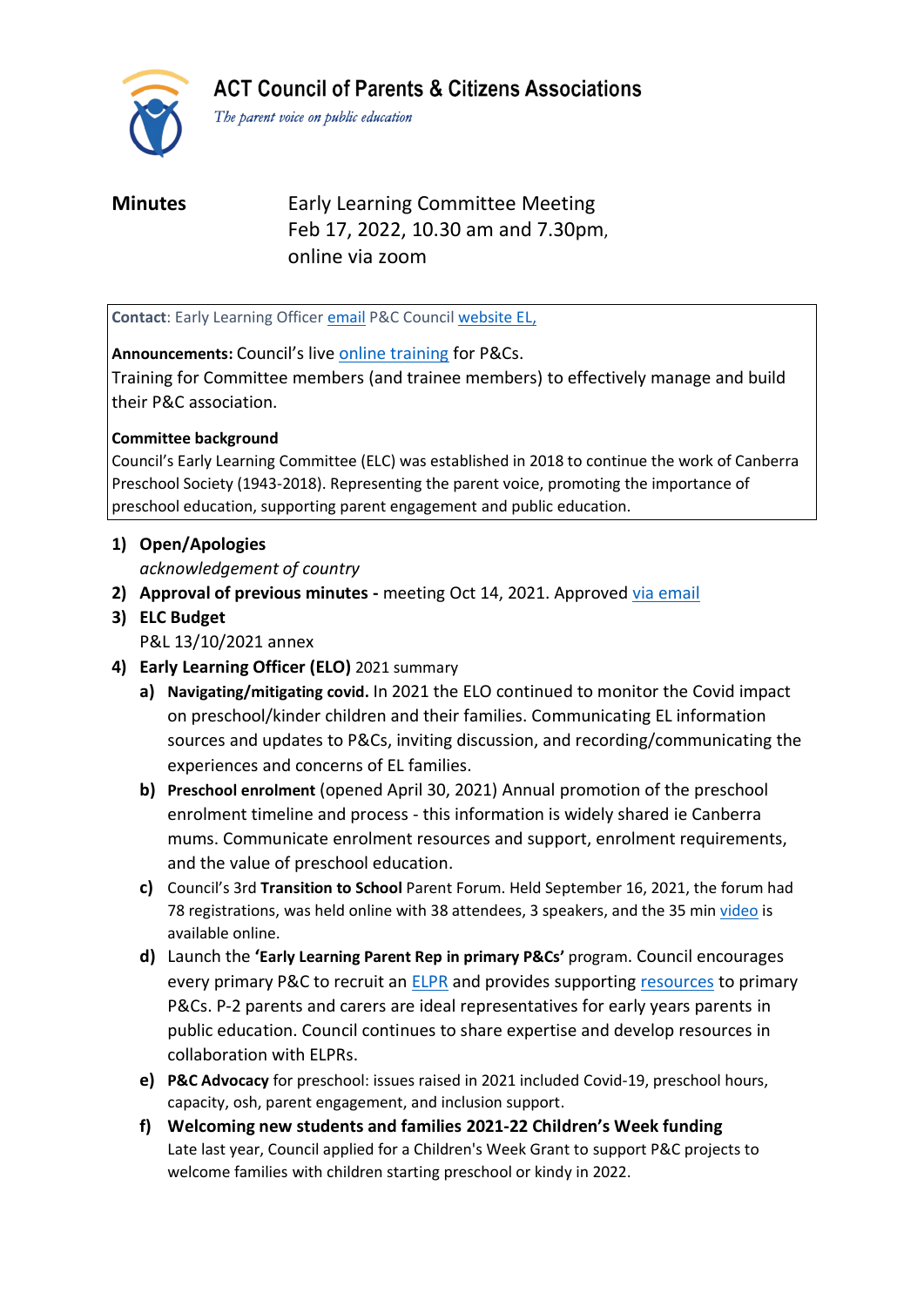# ACT Council of Parents & Citizens Associations

*The parent voice on public education*

**Minutes** Early Learning Committee Meeting
Feb 17, 2022, 10.30 am and 7.30pm,
online via zoom

**Contact**: Early Learning Officer email P&C Council website EL,

**Announcements:** Council's live online training for P&Cs.
Training for Committee members (and trainee members) to effectively manage and build their P&C association.

**Committee background**
Council's Early Learning Committee (ELC) was established in 2018 to continue the work of Canberra Preschool Society (1943-2018). Representing the parent voice, promoting the importance of preschool education, supporting parent engagement and public education.

1) **Open/Apologies**
   *acknowledgement of country*
2) **Approval of previous minutes -** meeting Oct 14, 2021. Approved via email
3) **ELC Budget**
   P&L 13/10/2021 annex
4) **Early Learning Officer (ELO)** 2021 summary
   a) **Navigating/mitigating covid.** In 2021 the ELO continued to monitor the Covid impact on preschool/kinder children and their families. Communicating EL information sources and updates to P&Cs, inviting discussion, and recording/communicating the experiences and concerns of EL families.
   b) **Preschool enrolment** (opened April 30, 2021) Annual promotion of the preschool enrolment timeline and process - this information is widely shared ie Canberra mums. Communicate enrolment resources and support, enrolment requirements, and the value of preschool education.
   c) Council's 3rd **Transition to School** Parent Forum. Held September 16, 2021, the forum had 78 registrations, was held online with 38 attendees, 3 speakers, and the 35 min video is available online.
   d) Launch the **'Early Learning Parent Rep in primary P&Cs'** program. Council encourages every primary P&C to recruit an ELPR and provides supporting resources to primary P&Cs. P-2 parents and carers are ideal representatives for early years parents in public education. Council continues to share expertise and develop resources in collaboration with ELPRs.
   e) **P&C Advocacy** for preschool: issues raised in 2021 included Covid-19, preschool hours, capacity, osh, parent engagement, and inclusion support.
   f) **Welcoming new students and families 2021-22 Children's Week funding**
      Late last year, Council applied for a Children's Week Grant to support P&C projects to welcome families with children starting preschool or kindy in 2022.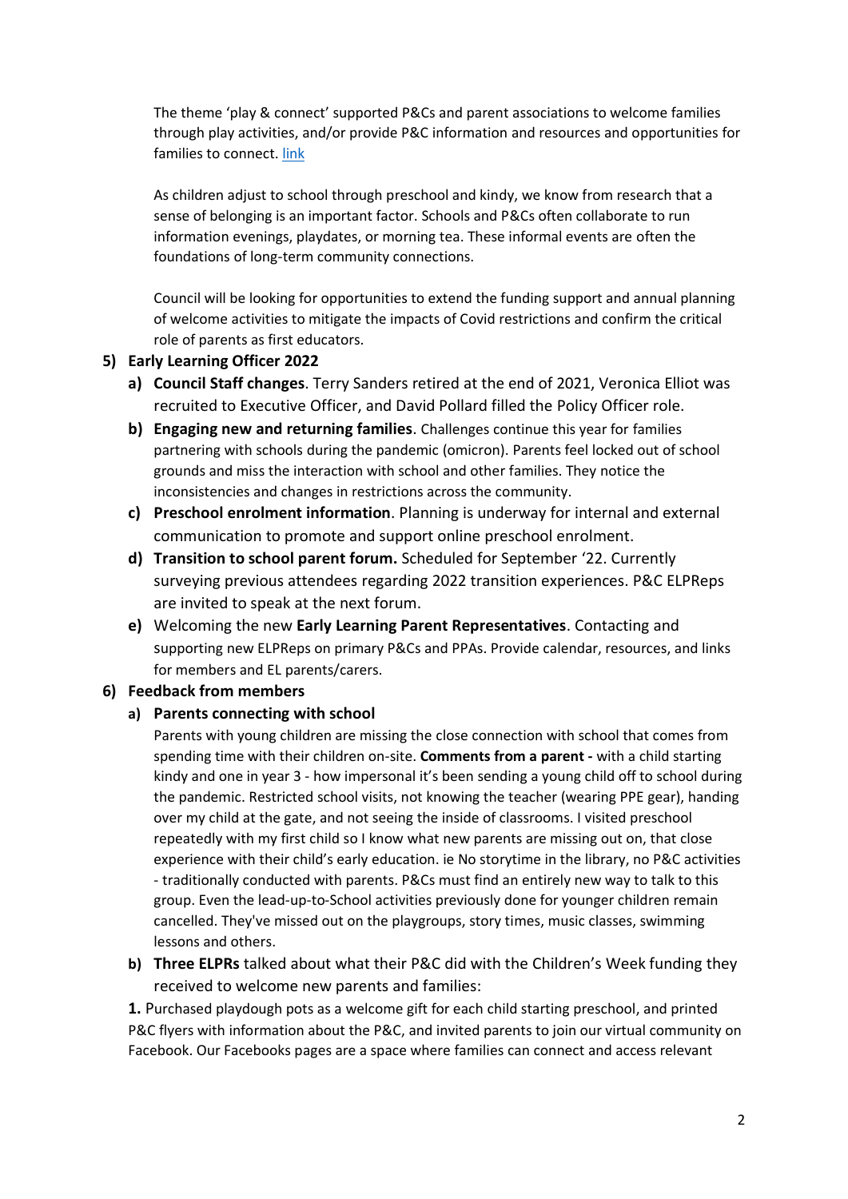The theme 'play & connect' supported P&Cs and parent associations to welcome families through play activities, and/or provide P&C information and resources and opportunities for families to connect. [link]

As children adjust to school through preschool and kindy, we know from research that a sense of belonging is an important factor. Schools and P&Cs often collaborate to run information evenings, playdates, or morning tea. These informal events are often the foundations of long-term community connections.

Council will be looking for opportunities to extend the funding support and annual planning of welcome activities to mitigate the impacts of Covid restrictions and confirm the critical role of parents as first educators.

5) **Early Learning Officer 2022**
   a) **Council Staff changes**. Terry Sanders retired at the end of 2021, Veronica Elliot was recruited to Executive Officer, and David Pollard filled the Policy Officer role.
   b) **Engaging new and returning families**. Challenges continue this year for families partnering with schools during the pandemic (omicron). Parents feel locked out of school grounds and miss the interaction with school and other families. They notice the inconsistencies and changes in restrictions across the community.
   c) **Preschool enrolment information**. Planning is underway for internal and external communication to promote and support online preschool enrolment.
   d) **Transition to school parent forum.** Scheduled for September '22. Currently surveying previous attendees regarding 2022 transition experiences. P&C ELPReps are invited to speak at the next forum.
   e) Welcoming the new **Early Learning Parent Representatives**. Contacting and supporting new ELPReps on primary P&Cs and PPAs. Provide calendar, resources, and links for members and EL parents/carers.

6) **Feedback from members**
   a) **Parents connecting with school**

      Parents with young children are missing the close connection with school that comes from spending time with their children on-site. **Comments from a parent -** with a child starting kindy and one in year 3 - how impersonal it's been sending a young child off to school during the pandemic. Restricted school visits, not knowing the teacher (wearing PPE gear), handing over my child at the gate, and not seeing the inside of classrooms. I visited preschool repeatedly with my first child so I know what new parents are missing out on, that close experience with their child's early education. ie No storytime in the library, no P&C activities - traditionally conducted with parents. P&Cs must find an entirely new way to talk to this group. Even the lead-up-to-School activities previously done for younger children remain cancelled. They've missed out on the playgroups, story times, music classes, swimming lessons and others.

   b) **Three ELPRs** talked about what their P&C did with the Children's Week funding they received to welcome new parents and families:

**1.** Purchased playdough pots as a welcome gift for each child starting preschool, and printed P&C flyers with information about the P&C, and invited parents to join our virtual community on Facebook. Our Facebooks pages are a space where families can connect and access relevant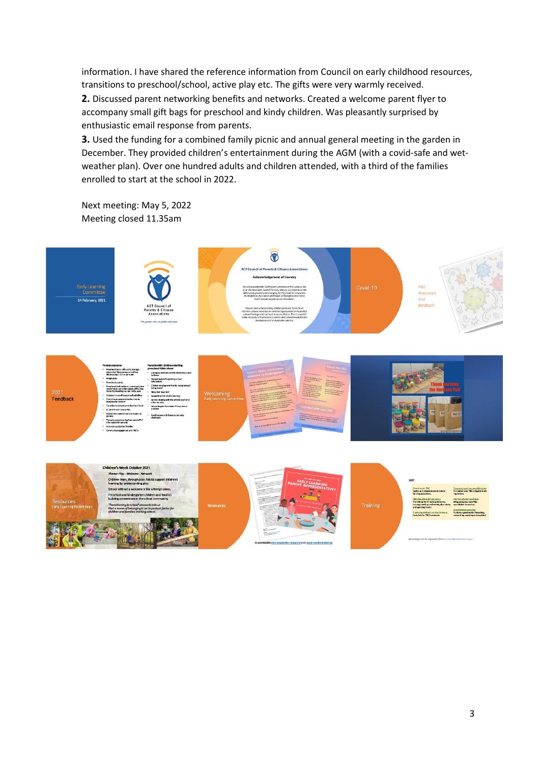information. I have shared the reference information from Council on early childhood resources, transitions to preschool/school, active play etc. The gifts were very warmly received.

**2.** Discussed parent networking benefits and networks. Created a welcome parent flyer to accompany small gift bags for preschool and kindy children. Was pleasantly surprised by enthusiastic email response from parents.

**3.** Used the funding for a combined family picnic and annual general meeting in the garden in December. They provided children's entertainment during the AGM (with a covid-safe and wet-weather plan). Over one hundred adults and children attended, with a third of the families enrolled to start at the school in 2022.

Next meeting: May 5, 2022
Meeting closed 11.35am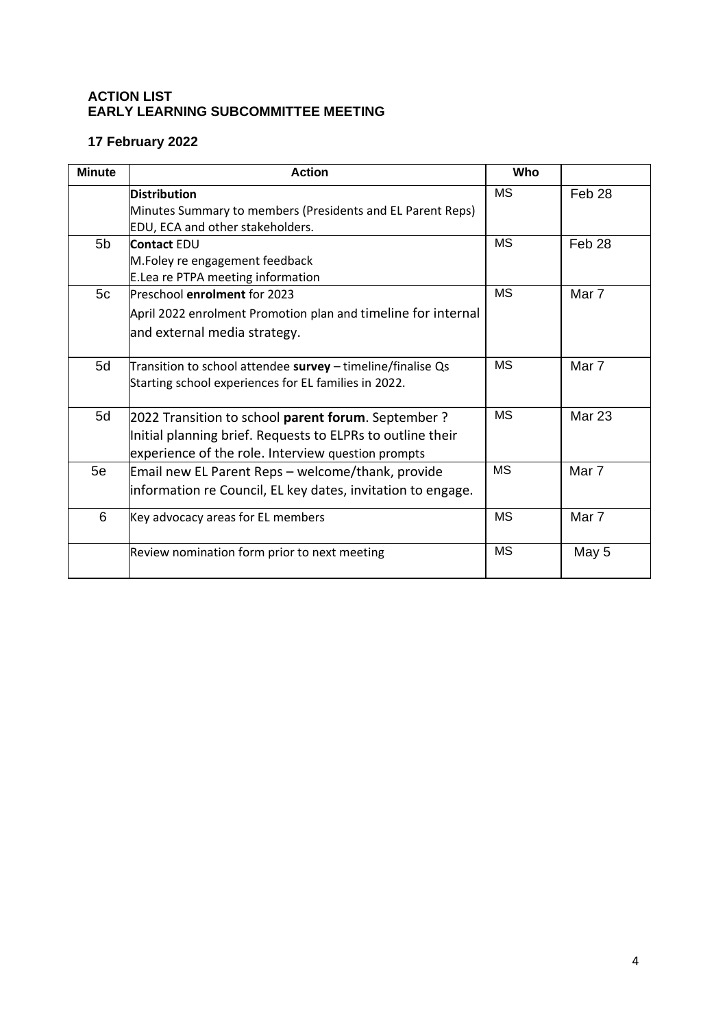**ACTION LIST**
**EARLY LEARNING SUBCOMMITTEE MEETING**

**17 February 2022**

| Minute | Action | Who | |
|---|---|---|---|
| | **Distribution**<br>Minutes Summary to members (Presidents and EL Parent Reps) EDU, ECA and other stakeholders. | MS | Feb 28 |
| 5b | **Contact** EDU<br>M.Foley re engagement feedback<br>E.Lea re PTPA meeting information | MS | Feb 28 |
| 5c | Preschool **enrolment** for 2023<br>April 2022 enrolment Promotion plan and timeline for internal and external media strategy. | MS | Mar 7 |
| 5d | Transition to school attendee **survey** – timeline/finalise Qs<br>Starting school experiences for EL families in 2022. | MS | Mar 7 |
| 5d | 2022 Transition to school **parent forum**. September ?<br>Initial planning brief. Requests to ELPRs to outline their experience of the role. Interview question prompts | MS | Mar 23 |
| 5e | Email new EL Parent Reps – welcome/thank, provide information re Council, EL key dates, invitation to engage. | MS | Mar 7 |
| 6 | Key advocacy areas for EL members | MS | Mar 7 |
| | Review nomination form prior to next meeting | MS | May 5 |